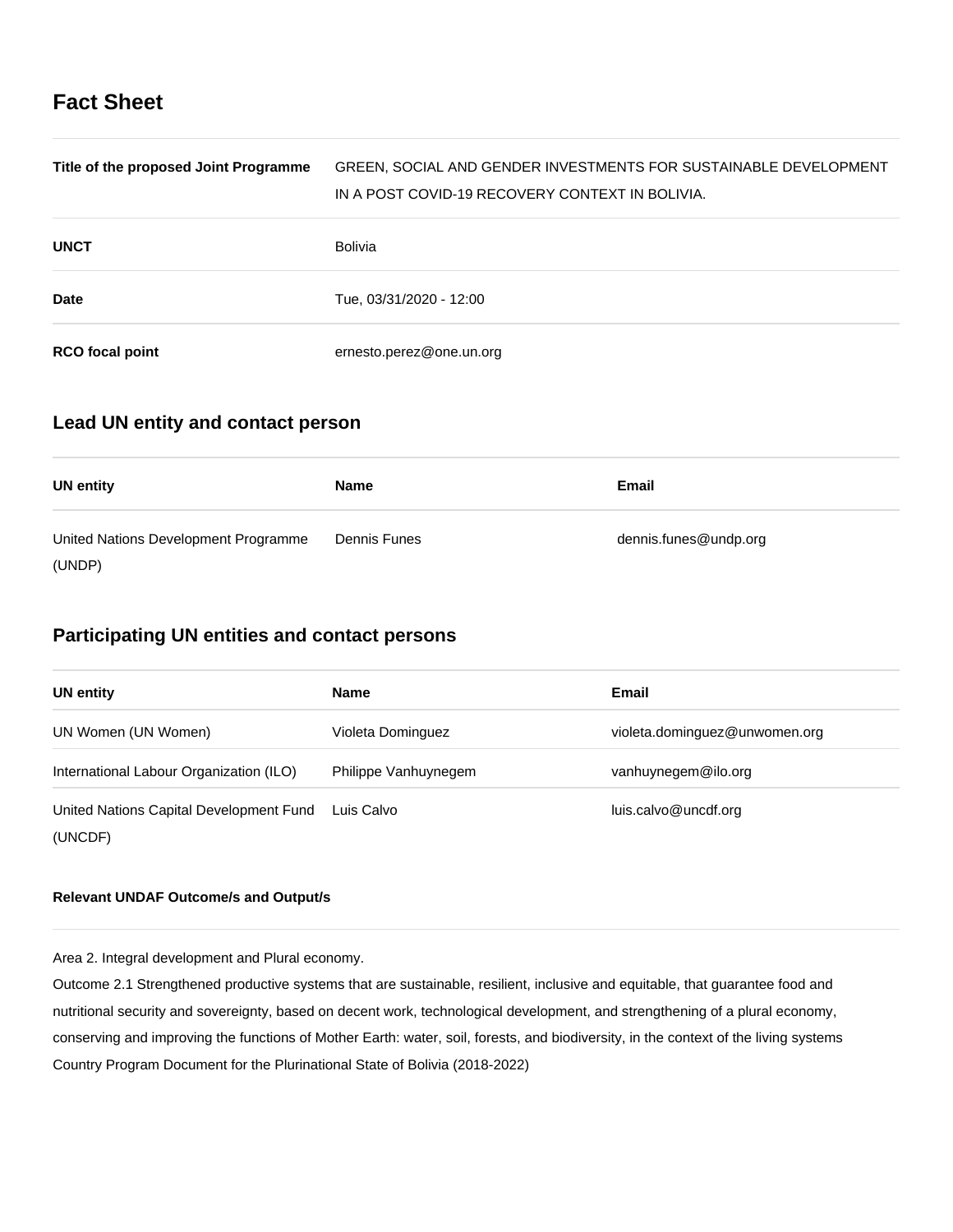## Fact Sheet

| | |
|---|---|
| **Title of the proposed Joint Programme** | GREEN, SOCIAL AND GENDER INVESTMENTS FOR SUSTAINABLE DEVELOPMENT IN A POST COVID-19 RECOVERY CONTEXT IN BOLIVIA. |
| **UNCT** | Bolivia |
| **Date** | Tue, 03/31/2020 - 12:00 |
| **RCO focal point** | ernesto.perez@one.un.org |

## Lead UN entity and contact person

| UN entity | Name | Email |
|---|---|---|
| United Nations Development Programme (UNDP) | Dennis Funes | dennis.funes@undp.org |

## Participating UN entities and contact persons

| UN entity | Name | Email |
|---|---|---|
| UN Women (UN Women) | Violeta Dominguez | violeta.dominguez@unwomen.org |
| International Labour Organization (ILO) | Philippe Vanhuynegem | vanhuynegem@ilo.org |
| United Nations Capital Development Fund (UNCDF) | Luis Calvo | luis.calvo@uncdf.org |

**Relevant UNDAF Outcome/s and Output/s**

Area 2. Integral development and Plural economy.
Outcome 2.1 Strengthened productive systems that are sustainable, resilient, inclusive and equitable, that guarantee food and nutritional security and sovereignty, based on decent work, technological development, and strengthening of a plural economy, conserving and improving the functions of Mother Earth: water, soil, forests, and biodiversity, in the context of the living systems
Country Program Document for the Plurinational State of Bolivia (2018-2022)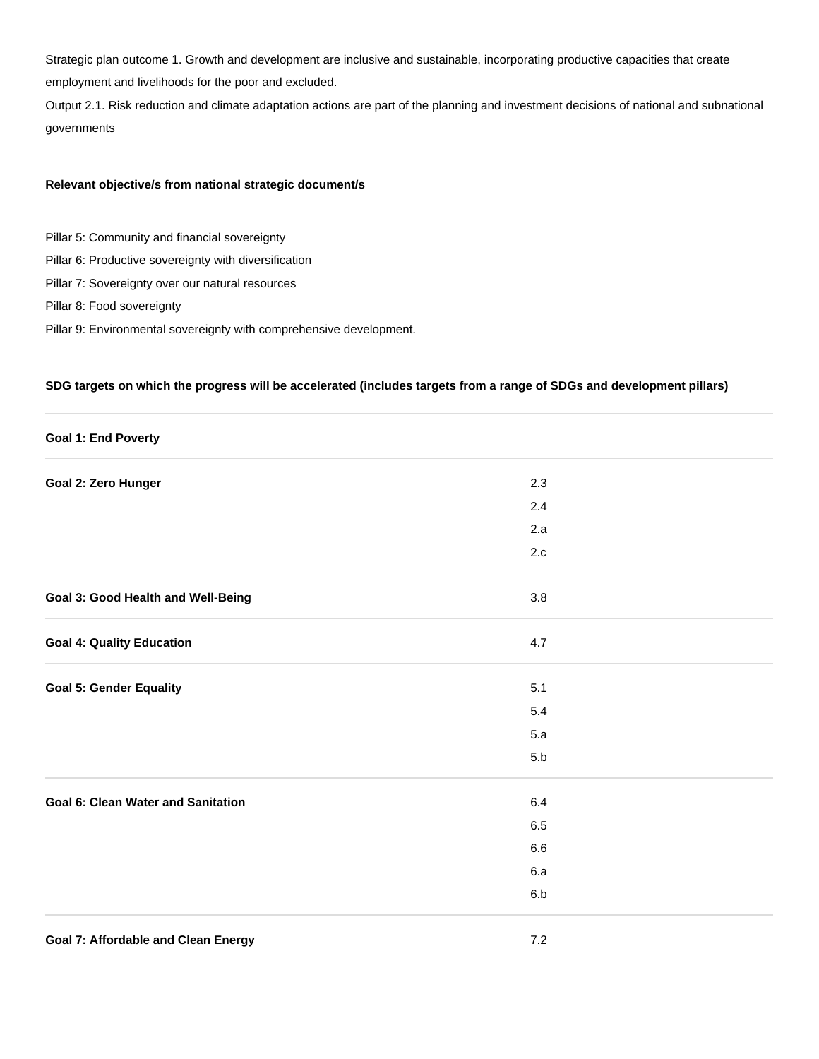Strategic plan outcome 1. Growth and development are inclusive and sustainable, incorporating productive capacities that create employment and livelihoods for the poor and excluded.
Output 2.1. Risk reduction and climate adaptation actions are part of the planning and investment decisions of national and subnational governments

**Relevant objective/s from national strategic document/s**

Pillar 5: Community and financial sovereignty
Pillar 6: Productive sovereignty with diversification
Pillar 7: Sovereignty over our natural resources
Pillar 8: Food sovereignty
Pillar 9: Environmental sovereignty with comprehensive development.

**SDG targets on which the progress will be accelerated (includes targets from a range of SDGs and development pillars)**

| | |
|---|---|
| **Goal 1: End Poverty** | |
| **Goal 2: Zero Hunger** | 2.3<br>2.4<br>2.a<br>2.c |
| **Goal 3: Good Health and Well-Being** | 3.8 |
| **Goal 4: Quality Education** | 4.7 |
| **Goal 5: Gender Equality** | 5.1<br>5.4<br>5.a<br>5.b |
| **Goal 6: Clean Water and Sanitation** | 6.4<br>6.5<br>6.6<br>6.a<br>6.b |
| **Goal 7: Affordable and Clean Energy** | 7.2 |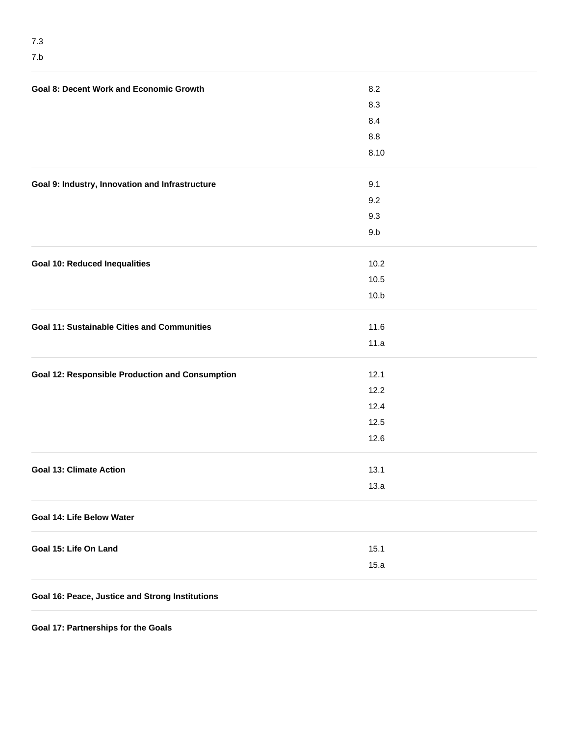| | |
|---|---|
| | 7.3 |
| | 7.b |
| **Goal 8: Decent Work and Economic Growth** | 8.2 |
| | 8.3 |
| | 8.4 |
| | 8.8 |
| | 8.10 |
| **Goal 9: Industry, Innovation and Infrastructure** | 9.1 |
| | 9.2 |
| | 9.3 |
| | 9.b |
| **Goal 10: Reduced Inequalities** | 10.2 |
| | 10.5 |
| | 10.b |
| **Goal 11: Sustainable Cities and Communities** | 11.6 |
| | 11.a |
| **Goal 12: Responsible Production and Consumption** | 12.1 |
| | 12.2 |
| | 12.4 |
| | 12.5 |
| | 12.6 |
| **Goal 13: Climate Action** | 13.1 |
| | 13.a |
| **Goal 14: Life Below Water** | |
| **Goal 15: Life On Land** | 15.1 |
| | 15.a |
| **Goal 16: Peace, Justice and Strong Institutions** | |
| **Goal 17: Partnerships for the Goals** | |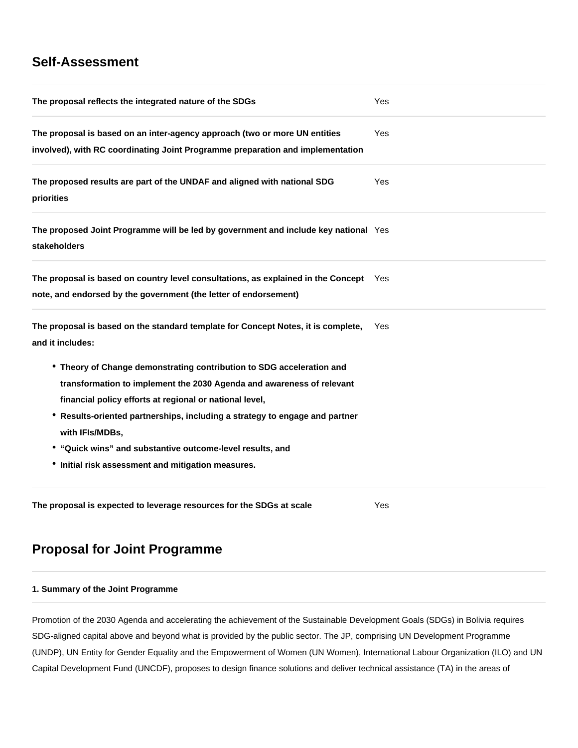## Self-Assessment

| | |
|---|---|
| **The proposal reflects the integrated nature of the SDGs** | Yes |
| **The proposal is based on an inter-agency approach (two or more UN entities involved), with RC coordinating Joint Programme preparation and implementation** | Yes |
| **The proposed results are part of the UNDAF and aligned with national SDG priorities** | Yes |
| **The proposed Joint Programme will be led by government and include key national stakeholders** | Yes |
| **The proposal is based on country level consultations, as explained in the Concept note, and endorsed by the government (the letter of endorsement)** | Yes |
| **The proposal is based on the standard template for Concept Notes, it is complete, and it includes:** <br>• **Theory of Change demonstrating contribution to SDG acceleration and transformation to implement the 2030 Agenda and awareness of relevant financial policy efforts at regional or national level,** <br>• **Results-oriented partnerships, including a strategy to engage and partner with IFIs/MDBs,** <br>• **"Quick wins" and substantive outcome-level results, and** <br>• **Initial risk assessment and mitigation measures.** | Yes |
| **The proposal is expected to leverage resources for the SDGs at scale** | Yes |

## Proposal for Joint Programme

#### 1. Summary of the Joint Programme

Promotion of the 2030 Agenda and accelerating the achievement of the Sustainable Development Goals (SDGs) in Bolivia requires SDG-aligned capital above and beyond what is provided by the public sector. The JP, comprising UN Development Programme (UNDP), UN Entity for Gender Equality and the Empowerment of Women (UN Women), International Labour Organization (ILO) and UN Capital Development Fund (UNCDF), proposes to design finance solutions and deliver technical assistance (TA) in the areas of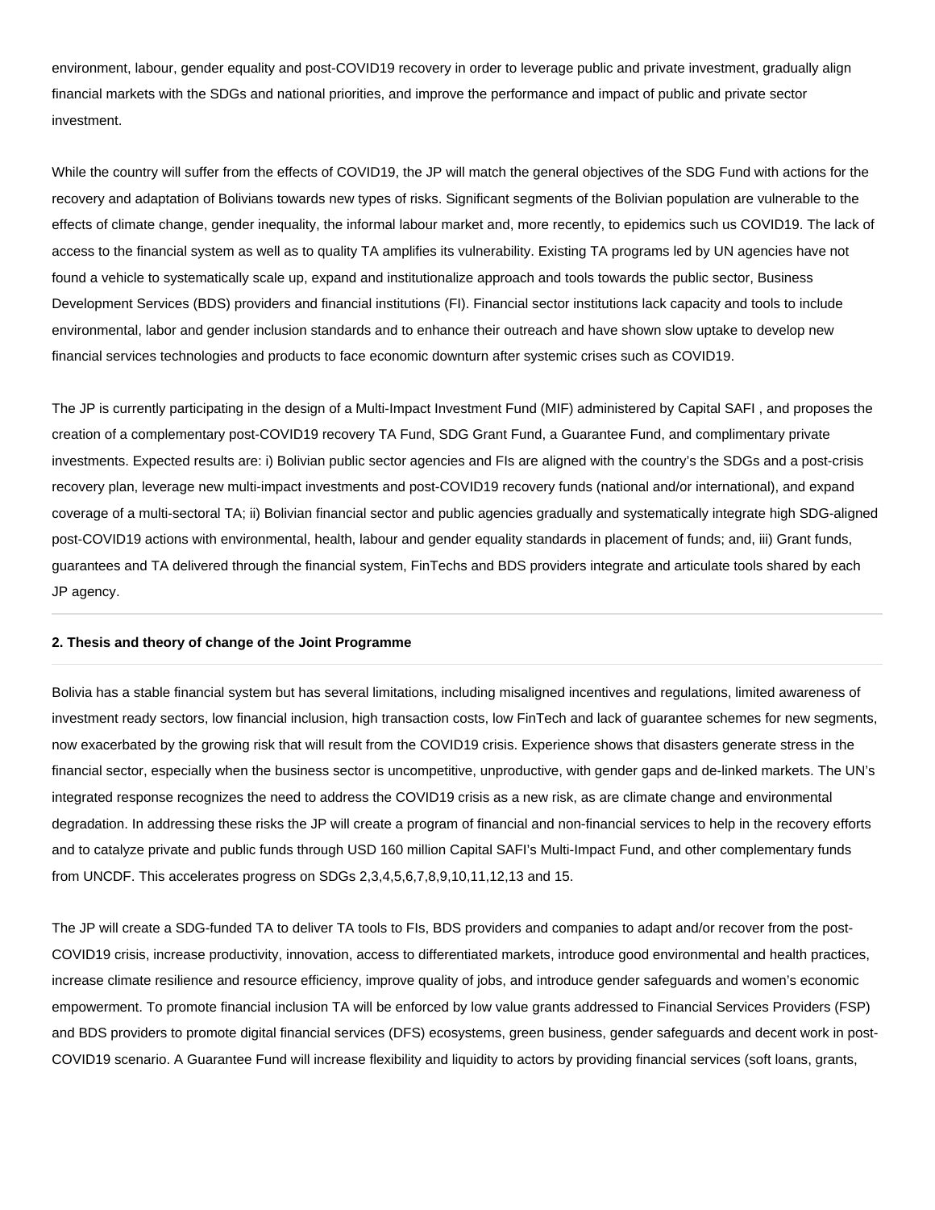environment, labour, gender equality and post-COVID19 recovery in order to leverage public and private investment, gradually align financial markets with the SDGs and national priorities, and improve the performance and impact of public and private sector investment.

While the country will suffer from the effects of COVID19, the JP will match the general objectives of the SDG Fund with actions for the recovery and adaptation of Bolivians towards new types of risks. Significant segments of the Bolivian population are vulnerable to the effects of climate change, gender inequality, the informal labour market and, more recently, to epidemics such us COVID19. The lack of access to the financial system as well as to quality TA amplifies its vulnerability. Existing TA programs led by UN agencies have not found a vehicle to systematically scale up, expand and institutionalize approach and tools towards the public sector, Business Development Services (BDS) providers and financial institutions (FI). Financial sector institutions lack capacity and tools to include environmental, labor and gender inclusion standards and to enhance their outreach and have shown slow uptake to develop new financial services technologies and products to face economic downturn after systemic crises such as COVID19.

The JP is currently participating in the design of a Multi-Impact Investment Fund (MIF) administered by Capital SAFI , and proposes the creation of a complementary post-COVID19 recovery TA Fund, SDG Grant Fund, a Guarantee Fund, and complimentary private investments. Expected results are: i) Bolivian public sector agencies and FIs are aligned with the country's the SDGs and a post-crisis recovery plan, leverage new multi-impact investments and post-COVID19 recovery funds (national and/or international), and expand coverage of a multi-sectoral TA; ii) Bolivian financial sector and public agencies gradually and systematically integrate high SDG-aligned post-COVID19 actions with environmental, health, labour and gender equality standards in placement of funds; and, iii) Grant funds, guarantees and TA delivered through the financial system, FinTechs and BDS providers integrate and articulate tools shared by each JP agency.

---

**2. Thesis and theory of change of the Joint Programme**

---

Bolivia has a stable financial system but has several limitations, including misaligned incentives and regulations, limited awareness of investment ready sectors, low financial inclusion, high transaction costs, low FinTech and lack of guarantee schemes for new segments, now exacerbated by the growing risk that will result from the COVID19 crisis. Experience shows that disasters generate stress in the financial sector, especially when the business sector is uncompetitive, unproductive, with gender gaps and de-linked markets. The UN's integrated response recognizes the need to address the COVID19 crisis as a new risk, as are climate change and environmental degradation. In addressing these risks the JP will create a program of financial and non-financial services to help in the recovery efforts and to catalyze private and public funds through USD 160 million Capital SAFI's Multi-Impact Fund, and other complementary funds from UNCDF. This accelerates progress on SDGs 2,3,4,5,6,7,8,9,10,11,12,13 and 15.

The JP will create a SDG-funded TA to deliver TA tools to FIs, BDS providers and companies to adapt and/or recover from the post-COVID19 crisis, increase productivity, innovation, access to differentiated markets, introduce good environmental and health practices, increase climate resilience and resource efficiency, improve quality of jobs, and introduce gender safeguards and women's economic empowerment. To promote financial inclusion TA will be enforced by low value grants addressed to Financial Services Providers (FSP) and BDS providers to promote digital financial services (DFS) ecosystems, green business, gender safeguards and decent work in post-COVID19 scenario. A Guarantee Fund will increase flexibility and liquidity to actors by providing financial services (soft loans, grants,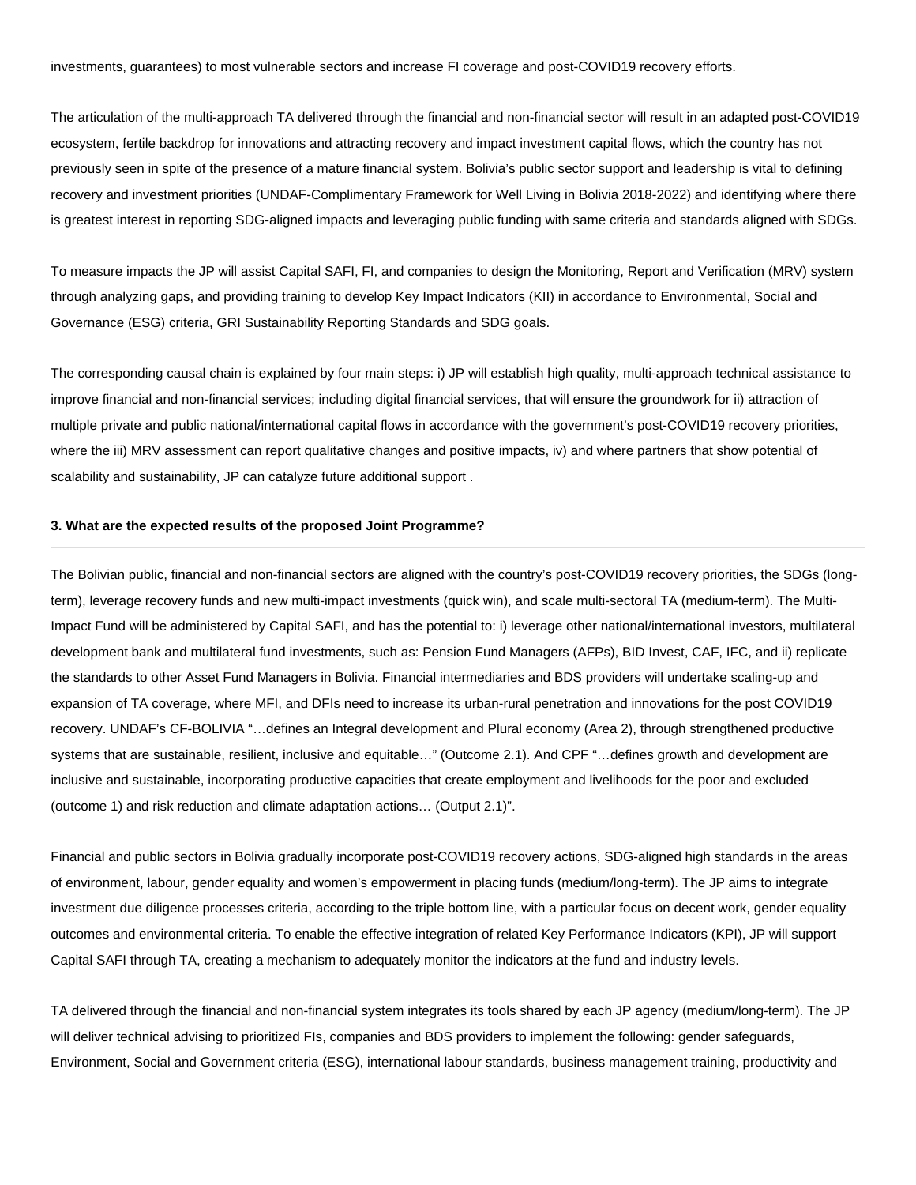investments, guarantees) to most vulnerable sectors and increase FI coverage and post-COVID19 recovery efforts.

The articulation of the multi-approach TA delivered through the financial and non-financial sector will result in an adapted post-COVID19 ecosystem, fertile backdrop for innovations and attracting recovery and impact investment capital flows, which the country has not previously seen in spite of the presence of a mature financial system. Bolivia's public sector support and leadership is vital to defining recovery and investment priorities (UNDAF-Complimentary Framework for Well Living in Bolivia 2018-2022) and identifying where there is greatest interest in reporting SDG-aligned impacts and leveraging public funding with same criteria and standards aligned with SDGs.

To measure impacts the JP will assist Capital SAFI, FI, and companies to design the Monitoring, Report and Verification (MRV) system through analyzing gaps, and providing training to develop Key Impact Indicators (KII) in accordance to Environmental, Social and Governance (ESG) criteria, GRI Sustainability Reporting Standards and SDG goals.

The corresponding causal chain is explained by four main steps: i) JP will establish high quality, multi-approach technical assistance to improve financial and non-financial services; including digital financial services, that will ensure the groundwork for ii) attraction of multiple private and public national/international capital flows in accordance with the government's post-COVID19 recovery priorities, where the iii) MRV assessment can report qualitative changes and positive impacts, iv) and where partners that show potential of scalability and sustainability, JP can catalyze future additional support .

---

**3. What are the expected results of the proposed Joint Programme?**

---

The Bolivian public, financial and non-financial sectors are aligned with the country's post-COVID19 recovery priorities, the SDGs (long-term), leverage recovery funds and new multi-impact investments (quick win), and scale multi-sectoral TA (medium-term). The Multi-Impact Fund will be administered by Capital SAFI, and has the potential to: i) leverage other national/international investors, multilateral development bank and multilateral fund investments, such as: Pension Fund Managers (AFPs), BID Invest, CAF, IFC, and ii) replicate the standards to other Asset Fund Managers in Bolivia. Financial intermediaries and BDS providers will undertake scaling-up and expansion of TA coverage, where MFI, and DFIs need to increase its urban-rural penetration and innovations for the post COVID19 recovery. UNDAF's CF-BOLIVIA "…defines an Integral development and Plural economy (Area 2), through strengthened productive systems that are sustainable, resilient, inclusive and equitable…" (Outcome 2.1). And CPF "…defines growth and development are inclusive and sustainable, incorporating productive capacities that create employment and livelihoods for the poor and excluded (outcome 1) and risk reduction and climate adaptation actions… (Output 2.1)".

Financial and public sectors in Bolivia gradually incorporate post-COVID19 recovery actions, SDG-aligned high standards in the areas of environment, labour, gender equality and women's empowerment in placing funds (medium/long-term). The JP aims to integrate investment due diligence processes criteria, according to the triple bottom line, with a particular focus on decent work, gender equality outcomes and environmental criteria. To enable the effective integration of related Key Performance Indicators (KPI), JP will support Capital SAFI through TA, creating a mechanism to adequately monitor the indicators at the fund and industry levels.

TA delivered through the financial and non-financial system integrates its tools shared by each JP agency (medium/long-term). The JP will deliver technical advising to prioritized FIs, companies and BDS providers to implement the following: gender safeguards, Environment, Social and Government criteria (ESG), international labour standards, business management training, productivity and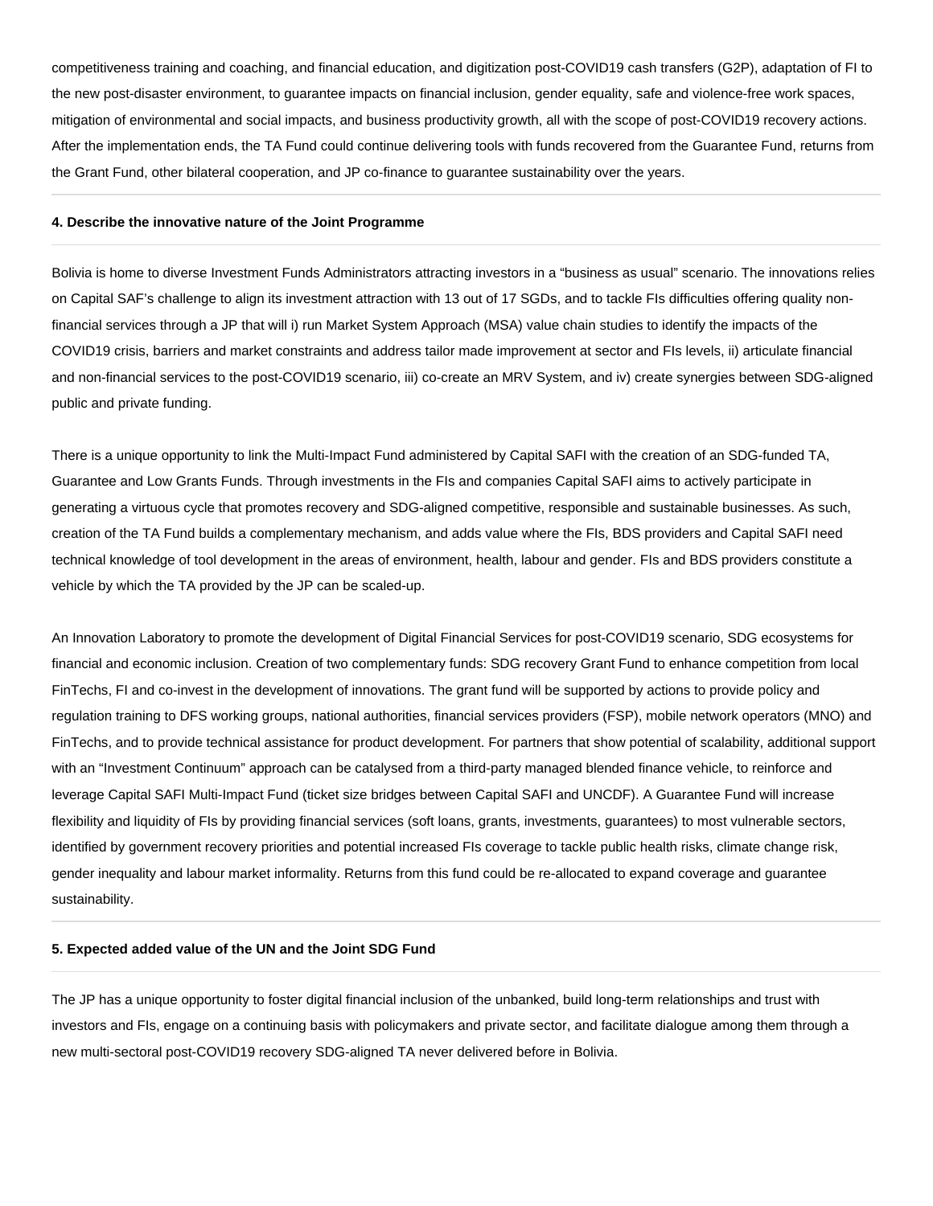competitiveness training and coaching, and financial education, and digitization post-COVID19 cash transfers (G2P), adaptation of FI to the new post-disaster environment, to guarantee impacts on financial inclusion, gender equality, safe and violence-free work spaces, mitigation of environmental and social impacts, and business productivity growth, all with the scope of post-COVID19 recovery actions. After the implementation ends, the TA Fund could continue delivering tools with funds recovered from the Guarantee Fund, returns from the Grant Fund, other bilateral cooperation, and JP co-finance to guarantee sustainability over the years.

---

**4. Describe the innovative nature of the Joint Programme**

---

Bolivia is home to diverse Investment Funds Administrators attracting investors in a "business as usual" scenario. The innovations relies on Capital SAF's challenge to align its investment attraction with 13 out of 17 SGDs, and to tackle FIs difficulties offering quality non-financial services through a JP that will i) run Market System Approach (MSA) value chain studies to identify the impacts of the COVID19 crisis, barriers and market constraints and address tailor made improvement at sector and FIs levels, ii) articulate financial and non-financial services to the post-COVID19 scenario, iii) co-create an MRV System, and iv) create synergies between SDG-aligned public and private funding.

There is a unique opportunity to link the Multi-Impact Fund administered by Capital SAFI with the creation of an SDG-funded TA, Guarantee and Low Grants Funds. Through investments in the FIs and companies Capital SAFI aims to actively participate in generating a virtuous cycle that promotes recovery and SDG-aligned competitive, responsible and sustainable businesses. As such, creation of the TA Fund builds a complementary mechanism, and adds value where the FIs, BDS providers and Capital SAFI need technical knowledge of tool development in the areas of environment, health, labour and gender. FIs and BDS providers constitute a vehicle by which the TA provided by the JP can be scaled-up.

An Innovation Laboratory to promote the development of Digital Financial Services for post-COVID19 scenario, SDG ecosystems for financial and economic inclusion. Creation of two complementary funds: SDG recovery Grant Fund to enhance competition from local FinTechs, FI and co-invest in the development of innovations. The grant fund will be supported by actions to provide policy and regulation training to DFS working groups, national authorities, financial services providers (FSP), mobile network operators (MNO) and FinTechs, and to provide technical assistance for product development. For partners that show potential of scalability, additional support with an "Investment Continuum" approach can be catalysed from a third-party managed blended finance vehicle, to reinforce and leverage Capital SAFI Multi-Impact Fund (ticket size bridges between Capital SAFI and UNCDF). A Guarantee Fund will increase flexibility and liquidity of FIs by providing financial services (soft loans, grants, investments, guarantees) to most vulnerable sectors, identified by government recovery priorities and potential increased FIs coverage to tackle public health risks, climate change risk, gender inequality and labour market informality. Returns from this fund could be re-allocated to expand coverage and guarantee sustainability.

---

**5. Expected added value of the UN and the Joint SDG Fund**

---

The JP has a unique opportunity to foster digital financial inclusion of the unbanked, build long-term relationships and trust with investors and FIs, engage on a continuing basis with policymakers and private sector, and facilitate dialogue among them through a new multi-sectoral post-COVID19 recovery SDG-aligned TA never delivered before in Bolivia.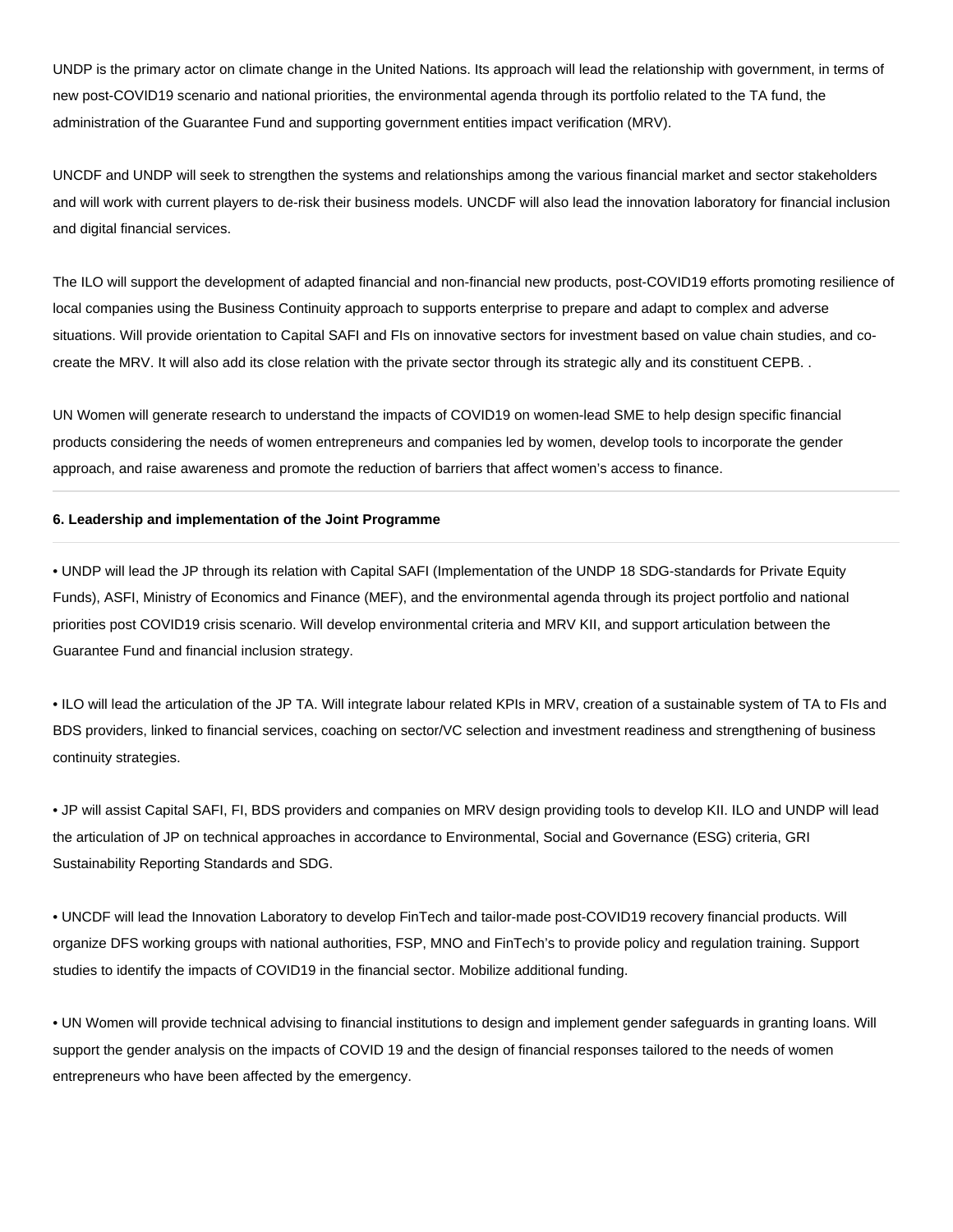UNDP is the primary actor on climate change in the United Nations. Its approach will lead the relationship with government, in terms of new post-COVID19 scenario and national priorities, the environmental agenda through its portfolio related to the TA fund, the administration of the Guarantee Fund and supporting government entities impact verification (MRV).

UNCDF and UNDP will seek to strengthen the systems and relationships among the various financial market and sector stakeholders and will work with current players to de-risk their business models. UNCDF will also lead the innovation laboratory for financial inclusion and digital financial services.

The ILO will support the development of adapted financial and non-financial new products, post-COVID19 efforts promoting resilience of local companies using the Business Continuity approach to supports enterprise to prepare and adapt to complex and adverse situations. Will provide orientation to Capital SAFI and FIs on innovative sectors for investment based on value chain studies, and co-create the MRV. It will also add its close relation with the private sector through its strategic ally and its constituent CEPB. .

UN Women will generate research to understand the impacts of COVID19 on women-lead SME to help design specific financial products considering the needs of women entrepreneurs and companies led by women, develop tools to incorporate the gender approach, and raise awareness and promote the reduction of barriers that affect women's access to finance.

---

**6. Leadership and implementation of the Joint Programme**

---

• UNDP will lead the JP through its relation with Capital SAFI (Implementation of the UNDP 18 SDG-standards for Private Equity Funds), ASFI, Ministry of Economics and Finance (MEF), and the environmental agenda through its project portfolio and national priorities post COVID19 crisis scenario. Will develop environmental criteria and MRV KII, and support articulation between the Guarantee Fund and financial inclusion strategy.

• ILO will lead the articulation of the JP TA. Will integrate labour related KPIs in MRV, creation of a sustainable system of TA to FIs and BDS providers, linked to financial services, coaching on sector/VC selection and investment readiness and strengthening of business continuity strategies.

• JP will assist Capital SAFI, FI, BDS providers and companies on MRV design providing tools to develop KII. ILO and UNDP will lead the articulation of JP on technical approaches in accordance to Environmental, Social and Governance (ESG) criteria, GRI Sustainability Reporting Standards and SDG.

• UNCDF will lead the Innovation Laboratory to develop FinTech and tailor-made post-COVID19 recovery financial products. Will organize DFS working groups with national authorities, FSP, MNO and FinTech's to provide policy and regulation training. Support studies to identify the impacts of COVID19 in the financial sector. Mobilize additional funding.

• UN Women will provide technical advising to financial institutions to design and implement gender safeguards in granting loans. Will support the gender analysis on the impacts of COVID 19 and the design of financial responses tailored to the needs of women entrepreneurs who have been affected by the emergency.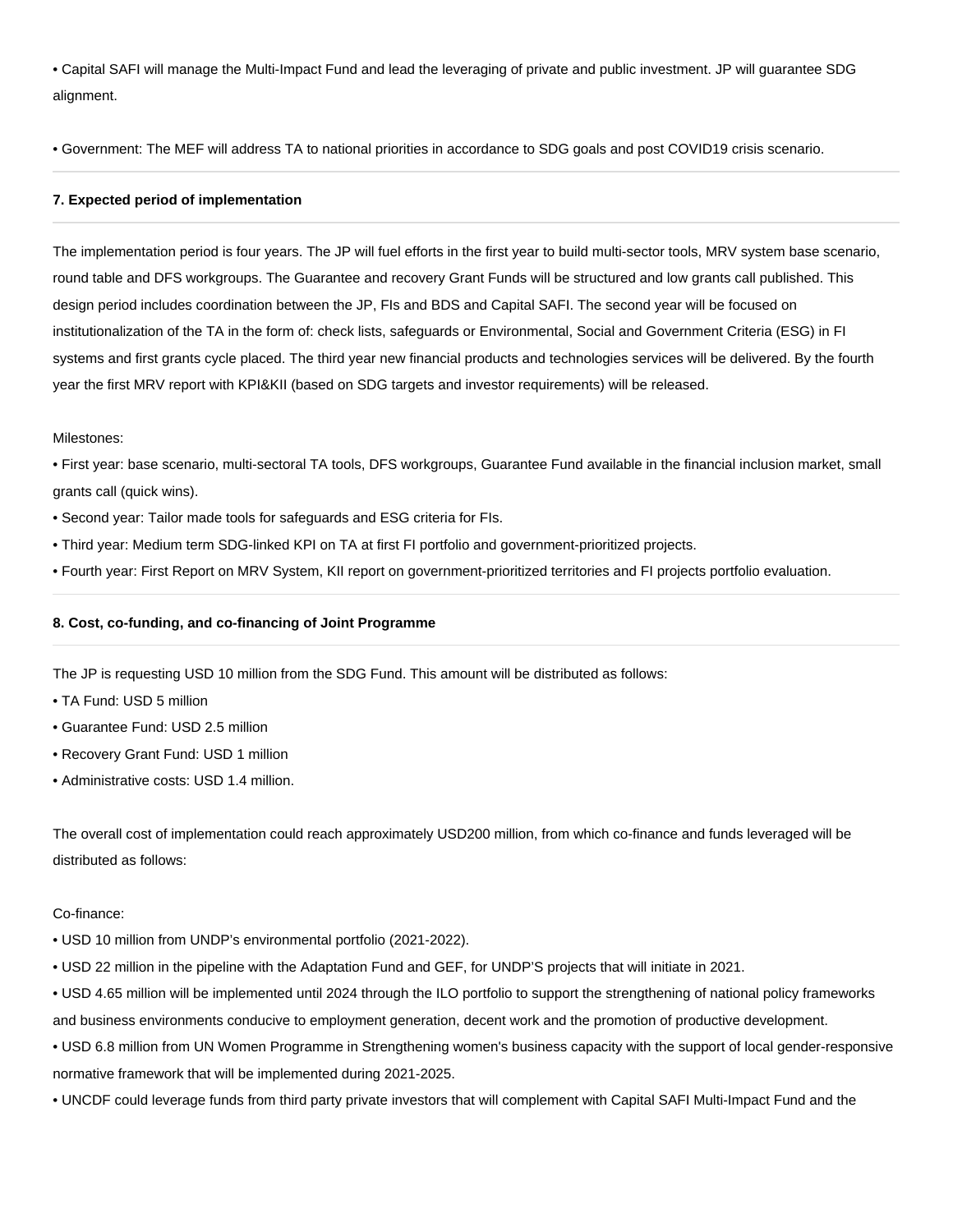• Capital SAFI will manage the Multi-Impact Fund and lead the leveraging of private and public investment. JP will guarantee SDG alignment.

• Government: The MEF will address TA to national priorities in accordance to SDG goals and post COVID19 crisis scenario.

#### 7. Expected period of implementation

The implementation period is four years. The JP will fuel efforts in the first year to build multi-sector tools, MRV system base scenario, round table and DFS workgroups. The Guarantee and recovery Grant Funds will be structured and low grants call published. This design period includes coordination between the JP, FIs and BDS and Capital SAFI. The second year will be focused on institutionalization of the TA in the form of: check lists, safeguards or Environmental, Social and Government Criteria (ESG) in FI systems and first grants cycle placed. The third year new financial products and technologies services will be delivered. By the fourth year the first MRV report with KPI&KII (based on SDG targets and investor requirements) will be released.

Milestones:

- First year: base scenario, multi-sectoral TA tools, DFS workgroups, Guarantee Fund available in the financial inclusion market, small grants call (quick wins).
- Second year: Tailor made tools for safeguards and ESG criteria for FIs.
- Third year: Medium term SDG-linked KPI on TA at first FI portfolio and government-prioritized projects.
- Fourth year: First Report on MRV System, KII report on government-prioritized territories and FI projects portfolio evaluation.

#### 8. Cost, co-funding, and co-financing of Joint Programme

The JP is requesting USD 10 million from the SDG Fund. This amount will be distributed as follows:

- TA Fund: USD 5 million
- Guarantee Fund: USD 2.5 million
- Recovery Grant Fund: USD 1 million
- Administrative costs: USD 1.4 million.

The overall cost of implementation could reach approximately USD200 million, from which co-finance and funds leveraged will be distributed as follows:

Co-finance:

- USD 10 million from UNDP's environmental portfolio (2021-2022).
- USD 22 million in the pipeline with the Adaptation Fund and GEF, for UNDP'S projects that will initiate in 2021.
- USD 4.65 million will be implemented until 2024 through the ILO portfolio to support the strengthening of national policy frameworks and business environments conducive to employment generation, decent work and the promotion of productive development.
- USD 6.8 million from UN Women Programme in Strengthening women's business capacity with the support of local gender-responsive normative framework that will be implemented during 2021-2025.
- UNCDF could leverage funds from third party private investors that will complement with Capital SAFI Multi-Impact Fund and the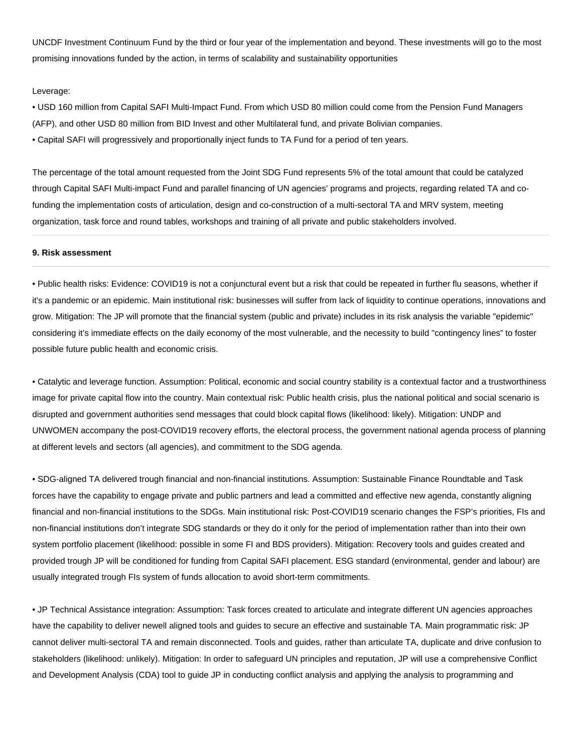UNCDF Investment Continuum Fund by the third or four year of the implementation and beyond. These investments will go to the most promising innovations funded by the action, in terms of scalability and sustainability opportunities

Leverage:

• USD 160 million from Capital SAFI Multi-Impact Fund. From which USD 80 million could come from the Pension Fund Managers (AFP), and other USD 80 million from BID Invest and other Multilateral fund, and private Bolivian companies.
• Capital SAFI will progressively and proportionally inject funds to TA Fund for a period of ten years.

The percentage of the total amount requested from the Joint SDG Fund represents 5% of the total amount that could be catalyzed through Capital SAFI Multi-impact Fund and parallel financing of UN agencies' programs and projects, regarding related TA and co-funding the implementation costs of articulation, design and co-construction of a multi-sectoral TA and MRV system, meeting organization, task force and round tables, workshops and training of all private and public stakeholders involved.

**9. Risk assessment**

• Public health risks: Evidence: COVID19 is not a conjunctural event but a risk that could be repeated in further flu seasons, whether if it's a pandemic or an epidemic. Main institutional risk: businesses will suffer from lack of liquidity to continue operations, innovations and grow. Mitigation: The JP will promote that the financial system (public and private) includes in its risk analysis the variable "epidemic" considering it's immediate effects on the daily economy of the most vulnerable, and the necessity to build "contingency lines" to foster possible future public health and economic crisis.

• Catalytic and leverage function. Assumption: Political, economic and social country stability is a contextual factor and a trustworthiness image for private capital flow into the country. Main contextual risk: Public health crisis, plus the national political and social scenario is disrupted and government authorities send messages that could block capital flows (likelihood: likely). Mitigation: UNDP and UNWOMEN accompany the post-COVID19 recovery efforts, the electoral process, the government national agenda process of planning at different levels and sectors (all agencies), and commitment to the SDG agenda.

• SDG-aligned TA delivered trough financial and non-financial institutions. Assumption: Sustainable Finance Roundtable and Task forces have the capability to engage private and public partners and lead a committed and effective new agenda, constantly aligning financial and non-financial institutions to the SDGs. Main institutional risk: Post-COVID19 scenario changes the FSP's priorities, FIs and non-financial institutions don't integrate SDG standards or they do it only for the period of implementation rather than into their own system portfolio placement (likelihood: possible in some FI and BDS providers). Mitigation: Recovery tools and guides created and provided trough JP will be conditioned for funding from Capital SAFI placement. ESG standard (environmental, gender and labour) are usually integrated trough FIs system of funds allocation to avoid short-term commitments.

• JP Technical Assistance integration: Assumption: Task forces created to articulate and integrate different UN agencies approaches have the capability to deliver newell aligned tools and guides to secure an effective and sustainable TA. Main programmatic risk: JP cannot deliver multi-sectoral TA and remain disconnected. Tools and guides, rather than articulate TA, duplicate and drive confusion to stakeholders (likelihood: unlikely). Mitigation: In order to safeguard UN principles and reputation, JP will use a comprehensive Conflict and Development Analysis (CDA) tool to guide JP in conducting conflict analysis and applying the analysis to programming and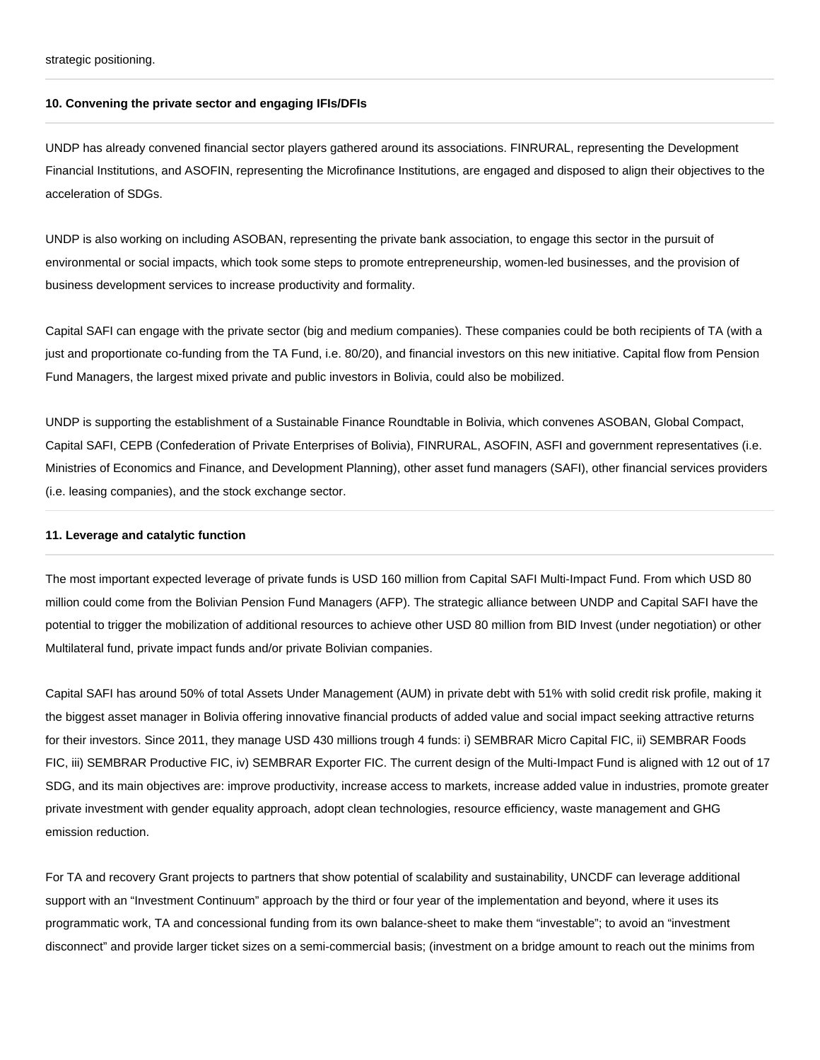strategic positioning.

**10. Convening the private sector and engaging IFIs/DFIs**

UNDP has already convened financial sector players gathered around its associations. FINRURAL, representing the Development Financial Institutions, and ASOFIN, representing the Microfinance Institutions, are engaged and disposed to align their objectives to the acceleration of SDGs.

UNDP is also working on including ASOBAN, representing the private bank association, to engage this sector in the pursuit of environmental or social impacts, which took some steps to promote entrepreneurship, women-led businesses, and the provision of business development services to increase productivity and formality.

Capital SAFI can engage with the private sector (big and medium companies). These companies could be both recipients of TA (with a just and proportionate co-funding from the TA Fund, i.e. 80/20), and financial investors on this new initiative. Capital flow from Pension Fund Managers, the largest mixed private and public investors in Bolivia, could also be mobilized.

UNDP is supporting the establishment of a Sustainable Finance Roundtable in Bolivia, which convenes ASOBAN, Global Compact, Capital SAFI, CEPB (Confederation of Private Enterprises of Bolivia), FINRURAL, ASOFIN, ASFI and government representatives (i.e. Ministries of Economics and Finance, and Development Planning), other asset fund managers (SAFI), other financial services providers (i.e. leasing companies), and the stock exchange sector.

**11. Leverage and catalytic function**

The most important expected leverage of private funds is USD 160 million from Capital SAFI Multi-Impact Fund. From which USD 80 million could come from the Bolivian Pension Fund Managers (AFP). The strategic alliance between UNDP and Capital SAFI have the potential to trigger the mobilization of additional resources to achieve other USD 80 million from BID Invest (under negotiation) or other Multilateral fund, private impact funds and/or private Bolivian companies.

Capital SAFI has around 50% of total Assets Under Management (AUM) in private debt with 51% with solid credit risk profile, making it the biggest asset manager in Bolivia offering innovative financial products of added value and social impact seeking attractive returns for their investors. Since 2011, they manage USD 430 millions trough 4 funds: i) SEMBRAR Micro Capital FIC, ii) SEMBRAR Foods FIC, iii) SEMBRAR Productive FIC, iv) SEMBRAR Exporter FIC. The current design of the Multi-Impact Fund is aligned with 12 out of 17 SDG, and its main objectives are: improve productivity, increase access to markets, increase added value in industries, promote greater private investment with gender equality approach, adopt clean technologies, resource efficiency, waste management and GHG emission reduction.

For TA and recovery Grant projects to partners that show potential of scalability and sustainability, UNCDF can leverage additional support with an "Investment Continuum" approach by the third or four year of the implementation and beyond, where it uses its programmatic work, TA and concessional funding from its own balance-sheet to make them "investable"; to avoid an "investment disconnect" and provide larger ticket sizes on a semi-commercial basis; (investment on a bridge amount to reach out the minims from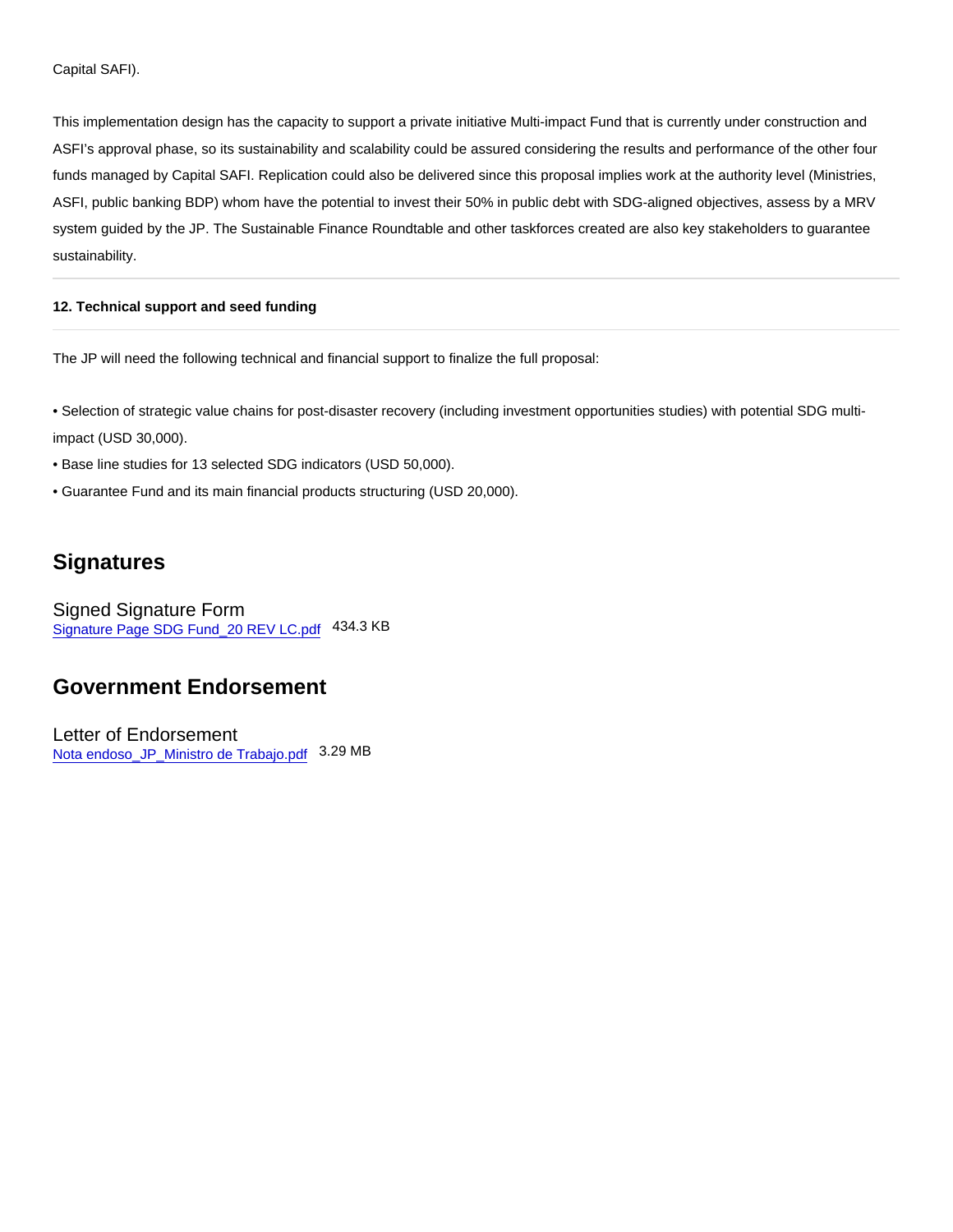Capital SAFI).

This implementation design has the capacity to support a private initiative Multi-impact Fund that is currently under construction and ASFI's approval phase, so its sustainability and scalability could be assured considering the results and performance of the other four funds managed by Capital SAFI. Replication could also be delivered since this proposal implies work at the authority level (Ministries, ASFI, public banking BDP) whom have the potential to invest their 50% in public debt with SDG-aligned objectives, assess by a MRV system guided by the JP. The Sustainable Finance Roundtable and other taskforces created are also key stakeholders to guarantee sustainability.

**12. Technical support and seed funding**

The JP will need the following technical and financial support to finalize the full proposal:

• Selection of strategic value chains for post-disaster recovery (including investment opportunities studies) with potential SDG multi-impact (USD 30,000).
• Base line studies for 13 selected SDG indicators (USD 50,000).
• Guarantee Fund and its main financial products structuring (USD 20,000).

## Signatures

Signed Signature Form
Signature Page SDG Fund_20 REV LC.pdf 434.3 KB

## Government Endorsement

Letter of Endorsement
Nota endoso_JP_Ministro de Trabajo.pdf 3.29 MB